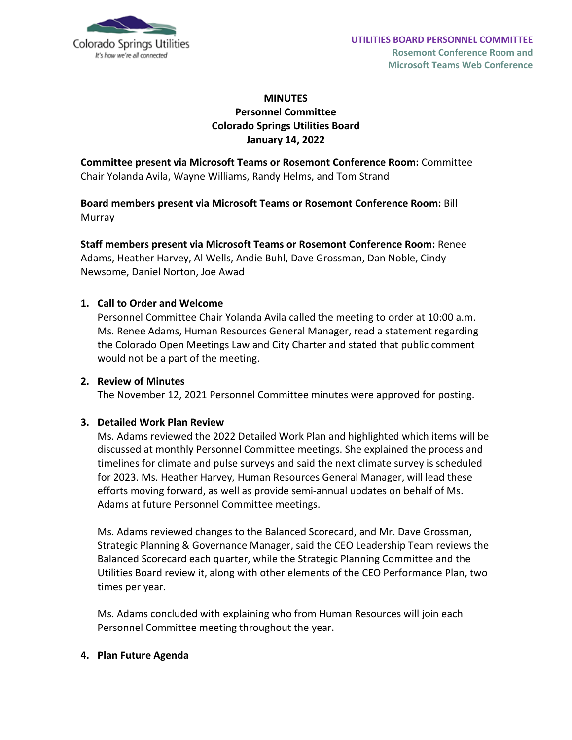**UTILITIES BOARD PERSONNEL COMMITTEE**
**Rosemont Conference Room and Microsoft Teams Web Conference**

# MINUTES
## Personnel Committee
## Colorado Springs Utilities Board
## January 14, 2022

**Committee present via Microsoft Teams or Rosemont Conference Room:** Committee Chair Yolanda Avila, Wayne Williams, Randy Helms, and Tom Strand

**Board members present via Microsoft Teams or Rosemont Conference Room:** Bill Murray

**Staff members present via Microsoft Teams or Rosemont Conference Room:** Renee Adams, Heather Harvey, Al Wells, Andie Buhl, Dave Grossman, Dan Noble, Cindy Newsome, Daniel Norton, Joe Awad

1. **Call to Order and Welcome**
   Personnel Committee Chair Yolanda Avila called the meeting to order at 10:00 a.m. Ms. Renee Adams, Human Resources General Manager, read a statement regarding the Colorado Open Meetings Law and City Charter and stated that public comment would not be a part of the meeting.

2. **Review of Minutes**
   The November 12, 2021 Personnel Committee minutes were approved for posting.

3. **Detailed Work Plan Review**
   Ms. Adams reviewed the 2022 Detailed Work Plan and highlighted which items will be discussed at monthly Personnel Committee meetings. She explained the process and timelines for climate and pulse surveys and said the next climate survey is scheduled for 2023. Ms. Heather Harvey, Human Resources General Manager, will lead these efforts moving forward, as well as provide semi-annual updates on behalf of Ms. Adams at future Personnel Committee meetings.

   Ms. Adams reviewed changes to the Balanced Scorecard, and Mr. Dave Grossman, Strategic Planning & Governance Manager, said the CEO Leadership Team reviews the Balanced Scorecard each quarter, while the Strategic Planning Committee and the Utilities Board review it, along with other elements of the CEO Performance Plan, two times per year.

   Ms. Adams concluded with explaining who from Human Resources will join each Personnel Committee meeting throughout the year.

4. **Plan Future Agenda**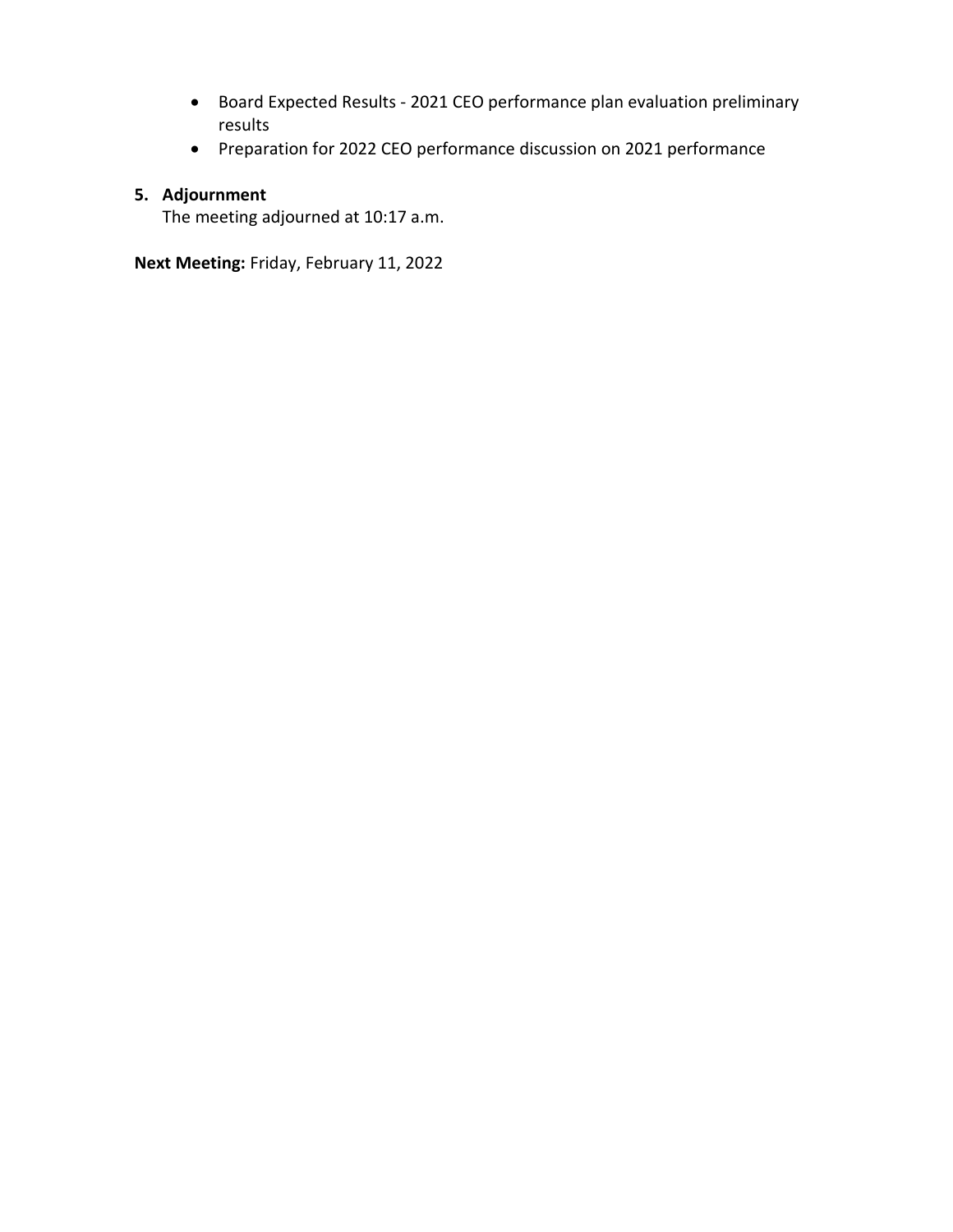- Board Expected Results - 2021 CEO performance plan evaluation preliminary results
- Preparation for 2022 CEO performance discussion on 2021 performance

**5. Adjournment**

The meeting adjourned at 10:17 a.m.

**Next Meeting:** Friday, February 11, 2022